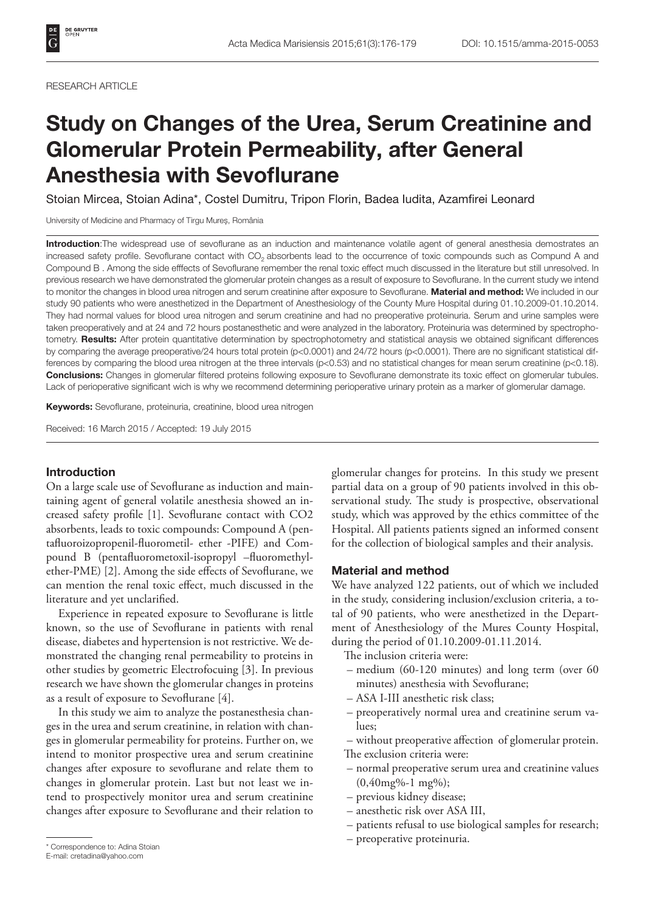RESEARCH ARTICLE

# Study on Changes of the Urea, Serum Creatinine and Glomerular Protein Permeability, after General Anesthesia with Sevoflurane

Stoian Mircea, Stoian Adina*, Costel Dumitru, Tripon Florin, Badea Iudita, Azamfirei Leonard

University of Medicine and Pharmacy of Tirgu Mureş, România

**Introduction**:The widespread use of sevoflurane as an induction and maintenance volatile agent of general anesthesia demostrates an increased safety profile. Sevoflurane contact with $CO_2$ absorbents lead to the occurrence of toxic compounds such as Compund A and Compound B . Among the side efffects of Sevoflurane remember the renal toxic effect much discussed in the literature but still unresolved. In previous research we have demonstrated the glomerular protein changes as a result of exposure to Sevoflurane. In the current study we intend to monitor the changes in blood urea nitrogen and serum creatinine after exposure to Sevoflurane. **Material and method:** We included in our study 90 patients who were anesthetized in the Department of Anesthesiology of the County Mure Hospital during 01.10.2009-01.10.2014. They had normal values for blood urea nitrogen and serum creatinine and had no preoperative proteinuria. Serum and urine samples were taken preoperatively and at 24 and 72 hours postanesthetic and were analyzed in the laboratory. Proteinuria was determined by spectrophotometry. **Results:** After protein quantitative determination by spectrophotometry and statistical anaysis we obtained significant differences by comparing the average preoperative/24 hours total protein ($p<0.0001$) and 24/72 hours ($p<0.0001$). There are no significant statistical differences by comparing the blood urea nitrogen at the three intervals ($p<0.53$) and no statistical changes for mean serum creatinine ($p<0.18$). **Conclusions:** Changes in glomerular filtered proteins following exposure to Sevoflurane demonstrate its toxic effect on glomerular tubules. Lack of perioperative significant wich is why we recommend determining perioperative urinary protein as a marker of glomerular damage.

**Keywords:** Sevoflurane, proteinuria, creatinine, blood urea nitrogen

Received: 16 March 2015 / Accepted: 19 July 2015

## Introduction

On a large scale use of Sevoflurane as induction and maintaining agent of general volatile anesthesia showed an increased safety profile [1]. Sevoflurane contact with CO2 absorbents, leads to toxic compounds: Compound A (pentafluoroizopropenil-fluorometil- ether -PIFE) and Compound B (pentafluorometoxil-isopropyl –fluoromethylether-PME) [2]. Among the side effects of Sevoflurane, we can mention the renal toxic effect, much discussed in the literature and yet unclarified.

Experience in repeated exposure to Sevoflurane is little known, so the use of Sevoflurane in patients with renal disease, diabetes and hypertension is not restrictive. We demonstrated the changing renal permeability to proteins in other studies by geometric Electrofocuing [3]. In previous research we have shown the glomerular changes in proteins as a result of exposure to Sevoflurane [4].

In this study we aim to analyze the postanesthesia changes in the urea and serum creatinine, in relation with changes in glomerular permeability for proteins. Further on, we intend to monitor prospective urea and serum creatinine changes after exposure to sevoflurane and relate them to changes in glomerular protein. Last but not least we intend to prospectively monitor urea and serum creatinine changes after exposure to Sevoflurane and their relation to glomerular changes for proteins. In this study we present partial data on a group of 90 patients involved in this observational study. The study is prospective, observational study, which was approved by the ethics committee of the Hospital. All patients patients signed an informed consent for the collection of biological samples and their analysis.

## Material and method

We have analyzed 122 patients, out of which we included in the study, considering inclusion/exclusion criteria, a total of 90 patients, who were anesthetized in the Department of Anesthesiology of the Mures County Hospital, during the period of 01.10.2009-01.11.2014.

The inclusion criteria were:

- medium (60-120 minutes) and long term (over 60 minutes) anesthesia with Sevoflurane;
- ASA I-III anesthetic risk class;
- preoperatively normal urea and creatinine serum values;
- without preoperative affection of glomerular protein.

The exclusion criteria were:

- normal preoperative serum urea and creatinine values (0,40mg%-1 mg%);
- previous kidney disease;
- anesthetic risk over ASA III,
- patients refusal to use biological samples for research;
- preoperative proteinuria.

* Correspondence to: Adina Stoian
E-mail: cretadina@yahoo.com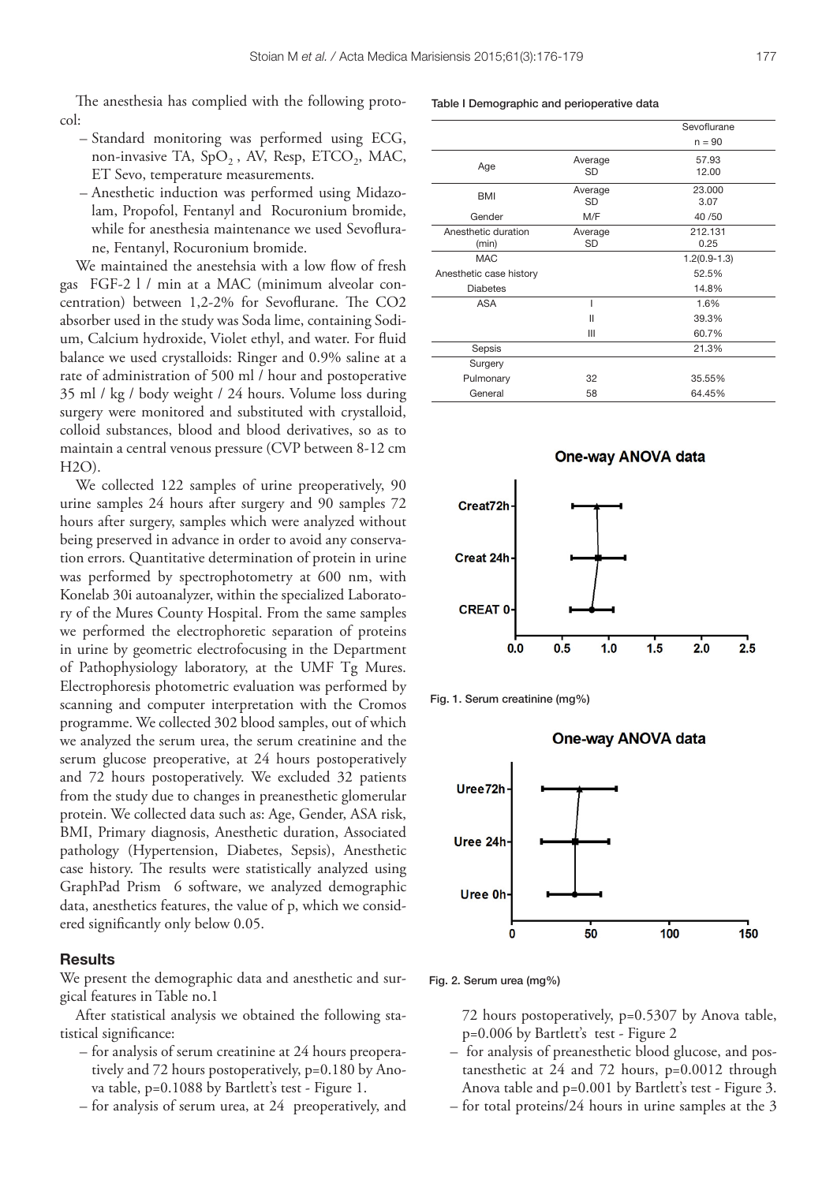The anesthesia has complied with the following protocol:

- Standard monitoring was performed using ECG, non-invasive TA, $SpO_2$, AV, Resp, $ETCO_2$, MAC, ET Sevo, temperature measurements.
- Anesthetic induction was performed using Midazolam, Propofol, Fentanyl and Rocuronium bromide, while for anesthesia maintenance we used Sevoflurane, Fentanyl, Rocuronium bromide.

We maintained the anestehsia with a low flow of fresh gas FGF-2 l / min at a MAC (minimum alveolar concentration) between 1,2-2% for Sevoflurane. The CO2 absorber used in the study was Soda lime, containing Sodium, Calcium hydroxide, Violet ethyl, and water. For fluid balance we used crystalloids: Ringer and 0.9% saline at a rate of administration of 500 ml / hour and postoperative 35 ml / kg / body weight / 24 hours. Volume loss during surgery were monitored and substituted with crystalloid, colloid substances, blood and blood derivatives, so as to maintain a central venous pressure (CVP between 8-12 cm H2O).

We collected 122 samples of urine preoperatively, 90 urine samples 24 hours after surgery and 90 samples 72 hours after surgery, samples which were analyzed without being preserved in advance in order to avoid any conservation errors. Quantitative determination of protein in urine was performed by spectrophotometry at 600 nm, with Konelab 30i autoanalyzer, within the specialized Laboratory of the Mures County Hospital. From the same samples we performed the electrophoretic separation of proteins in urine by geometric electrofocusing in the Department of Pathophysiology laboratory, at the UMF Tg Mures. Electrophoresis photometric evaluation was performed by scanning and computer interpretation with the Cromos programme. We collected 302 blood samples, out of which we analyzed the serum urea, the serum creatinine and the serum glucose preoperative, at 24 hours postoperatively and 72 hours postoperatively. We excluded 32 patients from the study due to changes in preanesthetic glomerular protein. We collected data such as: Age, Gender, ASA risk, BMI, Primary diagnosis, Anesthetic duration, Associated pathology (Hypertension, Diabetes, Sepsis), Anesthetic case history. The results were statistically analyzed using GraphPad Prism 6 software, we analyzed demographic data, anesthetics features, the value of p, which we considered significantly only below 0.05.

## Results

We present the demographic data and anesthetic and surgical features in Table no.1

After statistical analysis we obtained the following statistical significance:

- for analysis of serum creatinine at 24 hours preoperatively and 72 hours postoperatively, p=0.180 by Anova table, p=0.1088 by Bartlett's test - Figure 1.
- for analysis of serum urea, at 24 preoperatively, and 72 hours postoperatively, p=0.5307 by Anova table, p=0.006 by Bartlett's test - Figure 2
- for analysis of preanesthetic blood glucose, and postanesthetic at 24 and 72 hours, p=0.0012 through Anova table and p=0.001 by Bartlett's test - Figure 3.
- for total proteins/24 hours in urine samples at the 3

Table I Demographic and perioperative data

| | | Sevoflurane n = 90 |
|---|---|---|
| Age | Average<br>SD | 57.93<br>12.00 |
| BMI | Average<br>SD | 23.000<br>3.07 |
| Gender | M/F | 40 /50 |
| Anesthetic duration (min) | Average<br>SD | 212.131<br>0.25 |
| MAC | | 1.2(0.9-1.3) |
| Anesthetic case history | | 52.5% |
| Diabetes | | 14.8% |
| ASA | I | 1.6% |
| | II | 39.3% |
| | III | 60.7% |
| Sepsis | | 21.3% |
| Surgery | | |
| Pulmonary | 32 | 35.55% |
| General | 58 | 64.45% |

Fig. 1. Serum creatinine (mg%)

Fig. 2. Serum urea (mg%)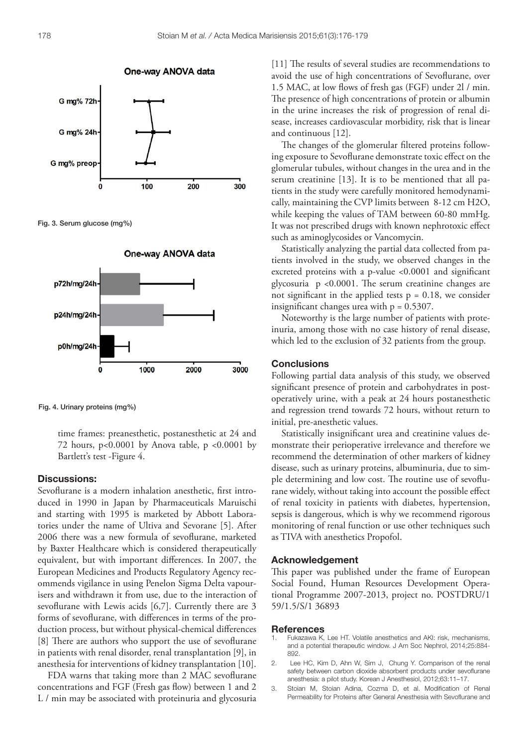Fig. 3. Serum glucose (mg%)

Fig. 4. Urinary proteins (mg%)

time frames: preanesthetic, postanesthetic at 24 and 72 hours, p<0.0001 by Anova table, p <0.0001 by Bartlett's test -Figure 4.

## Discussions:

Sevoflurane is a modern inhalation anesthetic, first introduced in 1990 in Japan by Pharmaceuticals Maruischi and starting with 1995 is marketed by Abbott Laboratories under the name of Ultiva and Sevorane [5]. After 2006 there was a new formula of sevoflurane, marketed by Baxter Healthcare which is considered therapeutically equivalent, but with important differences. In 2007, the European Medicines and Products Regulatory Agency recommends vigilance in using Penelon Sigma Delta vapourisers and withdrawn it from use, due to the interaction of sevoflurane with Lewis acids [6,7]. Currently there are 3 forms of sevoflurane, with differences in terms of the production process, but without physical-chemical differences [8] There are authors who support the use of sevoflurane in patients with renal disorder, renal transplantation [9], in anesthesia for interventions of kidney transplantation [10].

FDA warns that taking more than 2 MAC sevoflurane concentrations and FGF (Fresh gas flow) between 1 and 2 L / min may be associated with proteinuria and glycosuria [11] The results of several studies are recommendations to avoid the use of high concentrations of Sevoflurane, over 1.5 MAC, at low flows of fresh gas (FGF) under 2l / min. The presence of high concentrations of protein or albumin in the urine increases the risk of progression of renal disease, increases cardiovascular morbidity, risk that is linear and continuous [12].

The changes of the glomerular filtered proteins following exposure to Sevoflurane demonstrate toxic effect on the glomerular tubules, without changes in the urea and in the serum creatinine [13]. It is to be mentioned that all patients in the study were carefully monitored hemodynamically, maintaining the CVP limits between 8-12 cm H2O, while keeping the values of TAM between 60-80 mmHg. It was not prescribed drugs with known nephrotoxic effect such as aminoglycosides or Vancomycin.

Statistically analyzing the partial data collected from patients involved in the study, we observed changes in the excreted proteins with a p-value <0.0001 and significant glycosuria p <0.0001. The serum creatinine changes are not significant in the applied tests p = 0.18, we consider insignificant changes urea with p = 0.5307.

Noteworthy is the large number of patients with proteinuria, among those with no case history of renal disease, which led to the exclusion of 32 patients from the group.

## Conclusions

Following partial data analysis of this study, we observed significant presence of protein and carbohydrates in postoperatively urine, with a peak at 24 hours postanesthetic and regression trend towards 72 hours, without return to initial, pre-anesthetic values.

Statistically insignificant urea and creatinine values demonstrate their perioperative irrelevance and therefore we recommend the determination of other markers of kidney disease, such as urinary proteins, albuminuria, due to simple determining and low cost. The routine use of sevoflurane widely, without taking into account the possible effect of renal toxicity in patients with diabetes, hypertension, sepsis is dangerous, which is why we recommend rigorous monitoring of renal function or use other techniques such as TIVA with anesthetics Propofol.

## Acknowledgement

This paper was published under the frame of European Social Found, Human Resources Development Operational Programme 2007-2013, project no. POSTDRU/159/1.5/S/1 36893

## References

1. Fukazawa K, Lee HT. Volatile anesthetics and AKI: risk, mechanisms, and a potential therapeutic window. J Am Soc Nephrol, 2014;25:884-892.
2. Lee HC, Kim D, Ahn W, Sim J, Chung Y. Comparison of the renal safety between carbon dioxide absorbent products under sevoflurane anesthesia: a pilot study. Korean J Anesthesiol, 2012;63:11–17.
3. Stoian M, Stoian Adina, Cozma D, et al. Modification of Renal Permeability for Proteins after General Anesthesia with Sevoflurane and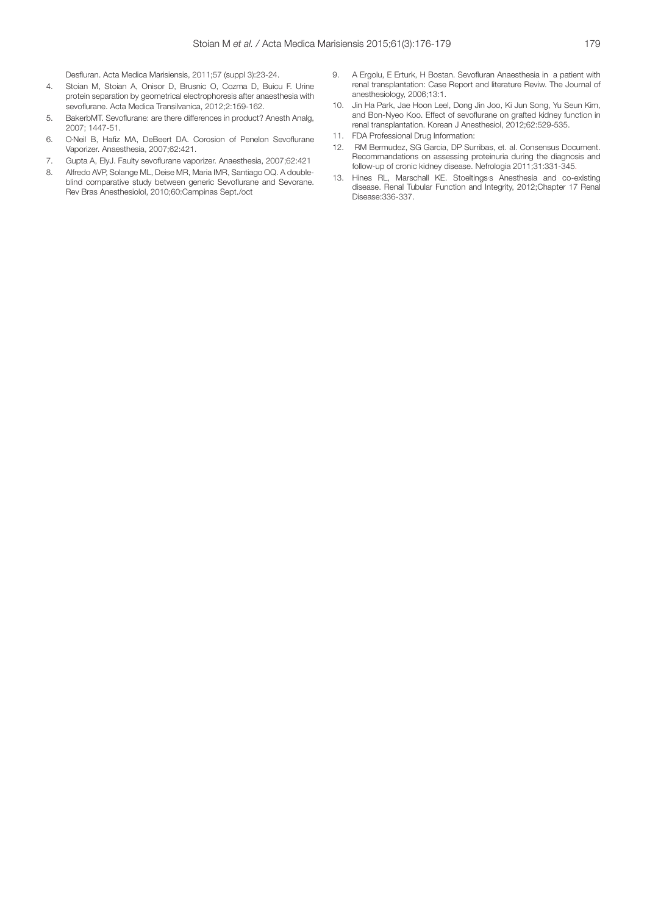Desfluran. Acta Medica Marisiensis, 2011;57 (suppl 3):23-24.

4. Stoian M, Stoian A, Onisor D, Brusnic O, Cozma D, Buicu F. Urine protein separation by geometrical electrophoresis after anaesthesia with sevoflurane. Acta Medica Transilvanica, 2012;2:159-162.
5. BakerbMT. Sevoflurane: are there differences in product? Anesth Analg, 2007; 1447-51.
6. O·Neil B, Hafiz MA, DeBeert DA. Corosion of Penelon Sevoflurane Vaporizer. Anaesthesia, 2007;62:421.
7. Gupta A, ElyJ. Faulty sevoflurane vaporizer. Anaesthesia, 2007;62:421
8. Alfredo AVP, Solange ML, Deise MR, Maria IMR, Santiago OQ. A double-blind comparative study between generic Sevoflurane and Sevorane. Rev Bras Anesthesiolol, 2010;60:Campinas Sept./oct
9. A Ergolu, E Erturk, H Bostan. Sevofluran Anaesthesia in a patient with renal transplantation: Case Report and literature Reviw. The Journal of anesthesiology, 2006;13:1.
10. Jin Ha Park, Jae Hoon Leel, Dong Jin Joo, Ki Jun Song, Yu Seun Kim, and Bon-Nyeo Koo. Effect of sevoflurane on grafted kidney function in renal transplantation. Korean J Anesthesiol, 2012;62:529-535.
11. FDA Professional Drug Information:
12. RM Bermudez, SG Garcia, DP Surribas, et. al. Consensus Document. Recommandations on assessing proteinuria during the diagnosis and follow-up of cronic kidney disease. Nefrologia 2011;31:331-345.
13. Hines RL, Marschall KE. Stoeltings·s Anesthesia and co-existing disease. Renal Tubular Function and Integrity, 2012;Chapter 17 Renal Disease:336-337.